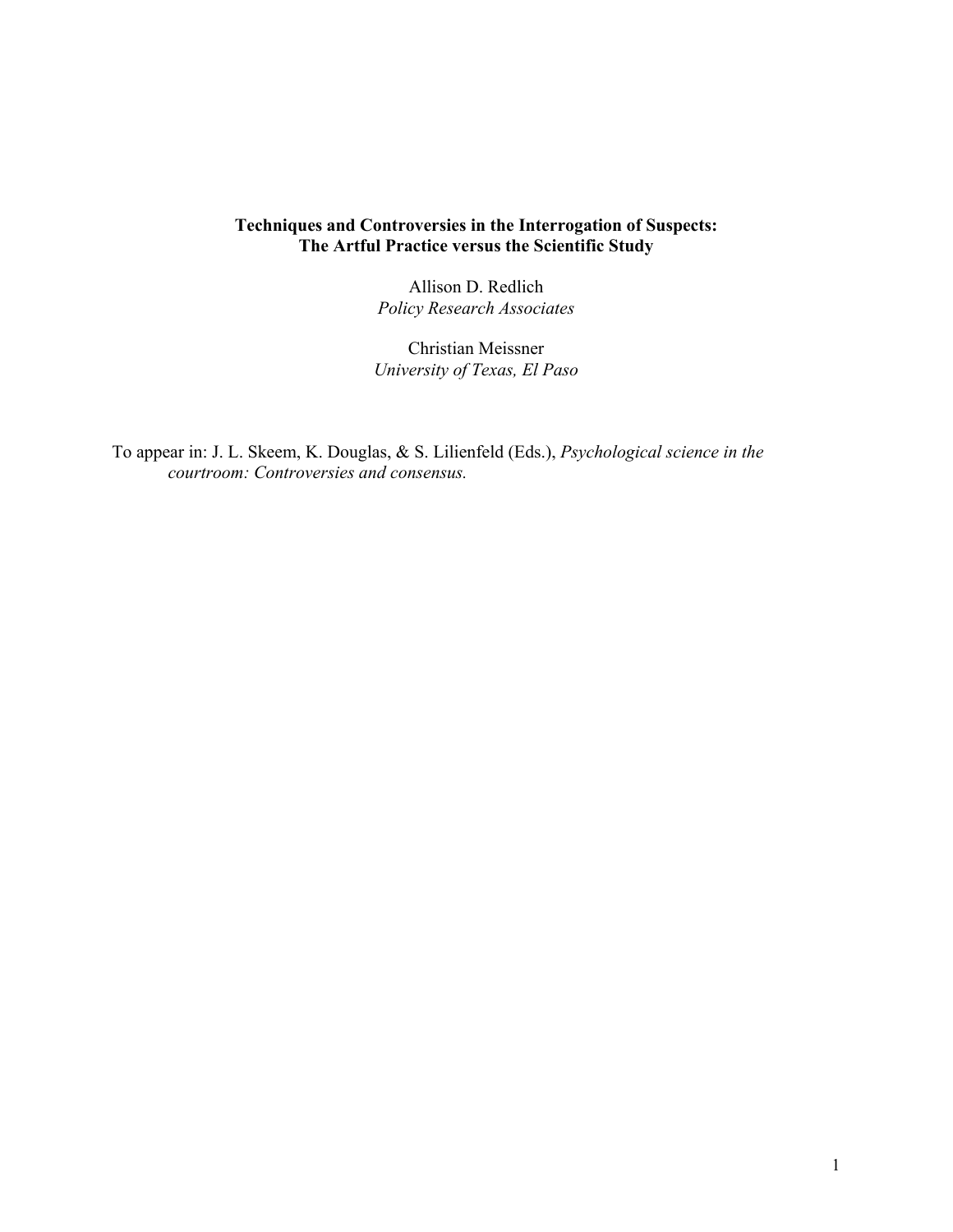**Techniques and Controversies in the Interrogation of Suspects:**
**The Artful Practice versus the Scientific Study**

Allison D. Redlich
*Policy Research Associates*

Christian Meissner
*University of Texas, El Paso*

To appear in: J. L. Skeem, K. Douglas, & S. Lilienfeld (Eds.), *Psychological science in the courtroom: Controversies and consensus.*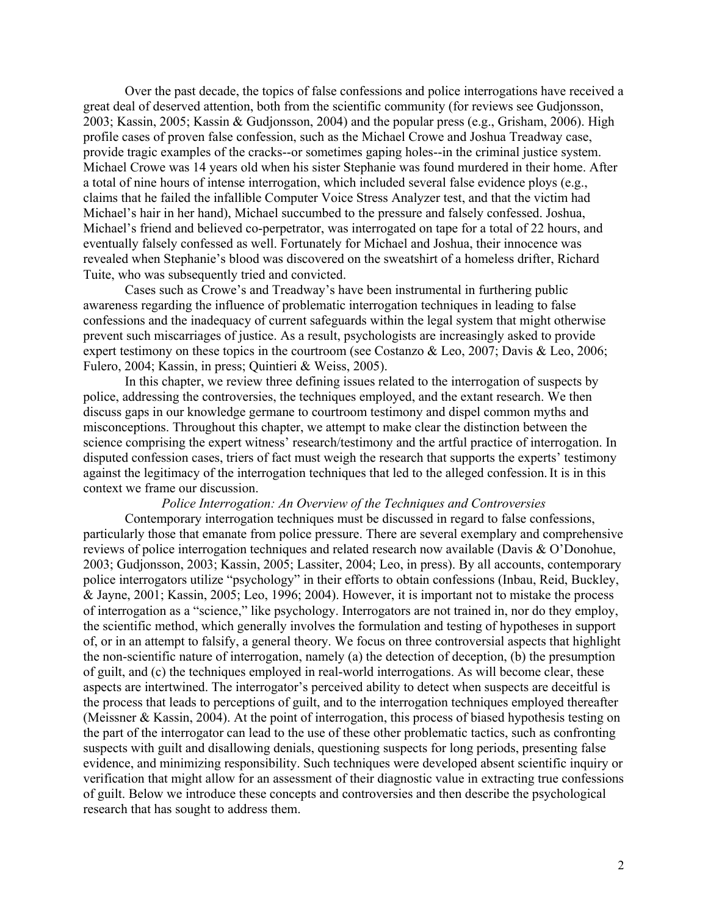Over the past decade, the topics of false confessions and police interrogations have received a great deal of deserved attention, both from the scientific community (for reviews see Gudjonsson, 2003; Kassin, 2005; Kassin & Gudjonsson, 2004) and the popular press (e.g., Grisham, 2006). High profile cases of proven false confession, such as the Michael Crowe and Joshua Treadway case, provide tragic examples of the cracks--or sometimes gaping holes--in the criminal justice system. Michael Crowe was 14 years old when his sister Stephanie was found murdered in their home. After a total of nine hours of intense interrogation, which included several false evidence ploys (e.g., claims that he failed the infallible Computer Voice Stress Analyzer test, and that the victim had Michael's hair in her hand), Michael succumbed to the pressure and falsely confessed. Joshua, Michael's friend and believed co-perpetrator, was interrogated on tape for a total of 22 hours, and eventually falsely confessed as well. Fortunately for Michael and Joshua, their innocence was revealed when Stephanie's blood was discovered on the sweatshirt of a homeless drifter, Richard Tuite, who was subsequently tried and convicted.

Cases such as Crowe's and Treadway's have been instrumental in furthering public awareness regarding the influence of problematic interrogation techniques in leading to false confessions and the inadequacy of current safeguards within the legal system that might otherwise prevent such miscarriages of justice. As a result, psychologists are increasingly asked to provide expert testimony on these topics in the courtroom (see Costanzo & Leo, 2007; Davis & Leo, 2006; Fulero, 2004; Kassin, in press; Quintieri & Weiss, 2005).

In this chapter, we review three defining issues related to the interrogation of suspects by police, addressing the controversies, the techniques employed, and the extant research. We then discuss gaps in our knowledge germane to courtroom testimony and dispel common myths and misconceptions. Throughout this chapter, we attempt to make clear the distinction between the science comprising the expert witness' research/testimony and the artful practice of interrogation. In disputed confession cases, triers of fact must weigh the research that supports the experts' testimony against the legitimacy of the interrogation techniques that led to the alleged confession. It is in this context we frame our discussion.

### *Police Interrogation: An Overview of the Techniques and Controversies*

Contemporary interrogation techniques must be discussed in regard to false confessions, particularly those that emanate from police pressure. There are several exemplary and comprehensive reviews of police interrogation techniques and related research now available (Davis & O'Donohue, 2003; Gudjonsson, 2003; Kassin, 2005; Lassiter, 2004; Leo, in press). By all accounts, contemporary police interrogators utilize "psychology" in their efforts to obtain confessions (Inbau, Reid, Buckley, & Jayne, 2001; Kassin, 2005; Leo, 1996; 2004). However, it is important not to mistake the process of interrogation as a "science," like psychology. Interrogators are not trained in, nor do they employ, the scientific method, which generally involves the formulation and testing of hypotheses in support of, or in an attempt to falsify, a general theory. We focus on three controversial aspects that highlight the non-scientific nature of interrogation, namely (a) the detection of deception, (b) the presumption of guilt, and (c) the techniques employed in real-world interrogations. As will become clear, these aspects are intertwined. The interrogator's perceived ability to detect when suspects are deceitful is the process that leads to perceptions of guilt, and to the interrogation techniques employed thereafter (Meissner & Kassin, 2004). At the point of interrogation, this process of biased hypothesis testing on the part of the interrogator can lead to the use of these other problematic tactics, such as confronting suspects with guilt and disallowing denials, questioning suspects for long periods, presenting false evidence, and minimizing responsibility. Such techniques were developed absent scientific inquiry or verification that might allow for an assessment of their diagnostic value in extracting true confessions of guilt. Below we introduce these concepts and controversies and then describe the psychological research that has sought to address them.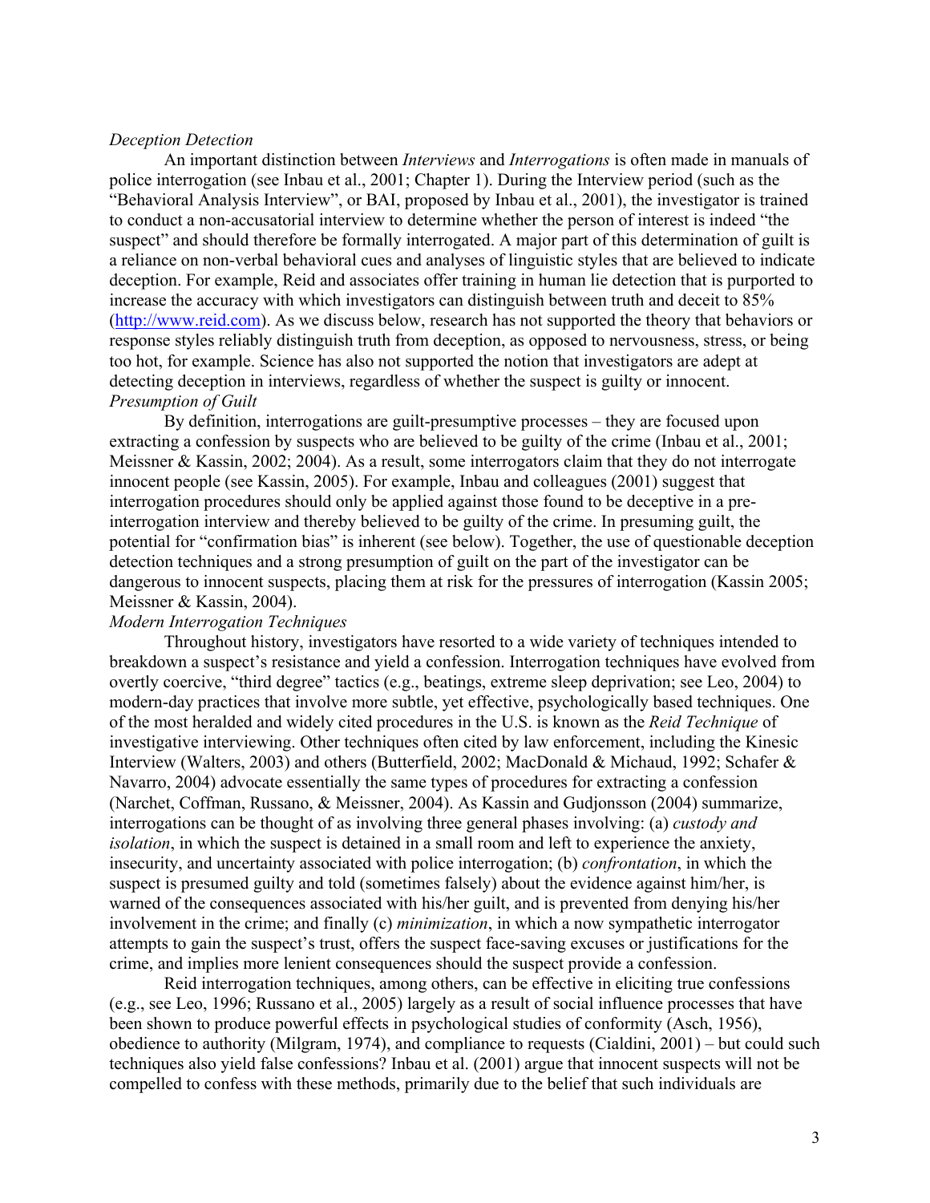*Deception Detection*

An important distinction between *Interviews* and *Interrogations* is often made in manuals of police interrogation (see Inbau et al., 2001; Chapter 1). During the Interview period (such as the "Behavioral Analysis Interview", or BAI, proposed by Inbau et al., 2001), the investigator is trained to conduct a non-accusatorial interview to determine whether the person of interest is indeed "the suspect" and should therefore be formally interrogated. A major part of this determination of guilt is a reliance on non-verbal behavioral cues and analyses of linguistic styles that are believed to indicate deception. For example, Reid and associates offer training in human lie detection that is purported to increase the accuracy with which investigators can distinguish between truth and deceit to 85% (http://www.reid.com). As we discuss below, research has not supported the theory that behaviors or response styles reliably distinguish truth from deception, as opposed to nervousness, stress, or being too hot, for example. Science has also not supported the notion that investigators are adept at detecting deception in interviews, regardless of whether the suspect is guilty or innocent.

*Presumption of Guilt*

By definition, interrogations are guilt-presumptive processes – they are focused upon extracting a confession by suspects who are believed to be guilty of the crime (Inbau et al., 2001; Meissner & Kassin, 2002; 2004). As a result, some interrogators claim that they do not interrogate innocent people (see Kassin, 2005). For example, Inbau and colleagues (2001) suggest that interrogation procedures should only be applied against those found to be deceptive in a pre-interrogation interview and thereby believed to be guilty of the crime. In presuming guilt, the potential for "confirmation bias" is inherent (see below). Together, the use of questionable deception detection techniques and a strong presumption of guilt on the part of the investigator can be dangerous to innocent suspects, placing them at risk for the pressures of interrogation (Kassin 2005; Meissner & Kassin, 2004).

*Modern Interrogation Techniques*

Throughout history, investigators have resorted to a wide variety of techniques intended to breakdown a suspect's resistance and yield a confession. Interrogation techniques have evolved from overtly coercive, "third degree" tactics (e.g., beatings, extreme sleep deprivation; see Leo, 2004) to modern-day practices that involve more subtle, yet effective, psychologically based techniques. One of the most heralded and widely cited procedures in the U.S. is known as the *Reid Technique* of investigative interviewing. Other techniques often cited by law enforcement, including the Kinesic Interview (Walters, 2003) and others (Butterfield, 2002; MacDonald & Michaud, 1992; Schafer & Navarro, 2004) advocate essentially the same types of procedures for extracting a confession (Narchet, Coffman, Russano, & Meissner, 2004). As Kassin and Gudjonsson (2004) summarize, interrogations can be thought of as involving three general phases involving: (a) *custody and isolation*, in which the suspect is detained in a small room and left to experience the anxiety, insecurity, and uncertainty associated with police interrogation; (b) *confrontation*, in which the suspect is presumed guilty and told (sometimes falsely) about the evidence against him/her, is warned of the consequences associated with his/her guilt, and is prevented from denying his/her involvement in the crime; and finally (c) *minimization*, in which a now sympathetic interrogator attempts to gain the suspect's trust, offers the suspect face-saving excuses or justifications for the crime, and implies more lenient consequences should the suspect provide a confession.

Reid interrogation techniques, among others, can be effective in eliciting true confessions (e.g., see Leo, 1996; Russano et al., 2005) largely as a result of social influence processes that have been shown to produce powerful effects in psychological studies of conformity (Asch, 1956), obedience to authority (Milgram, 1974), and compliance to requests (Cialdini, 2001) – but could such techniques also yield false confessions? Inbau et al. (2001) argue that innocent suspects will not be compelled to confess with these methods, primarily due to the belief that such individuals are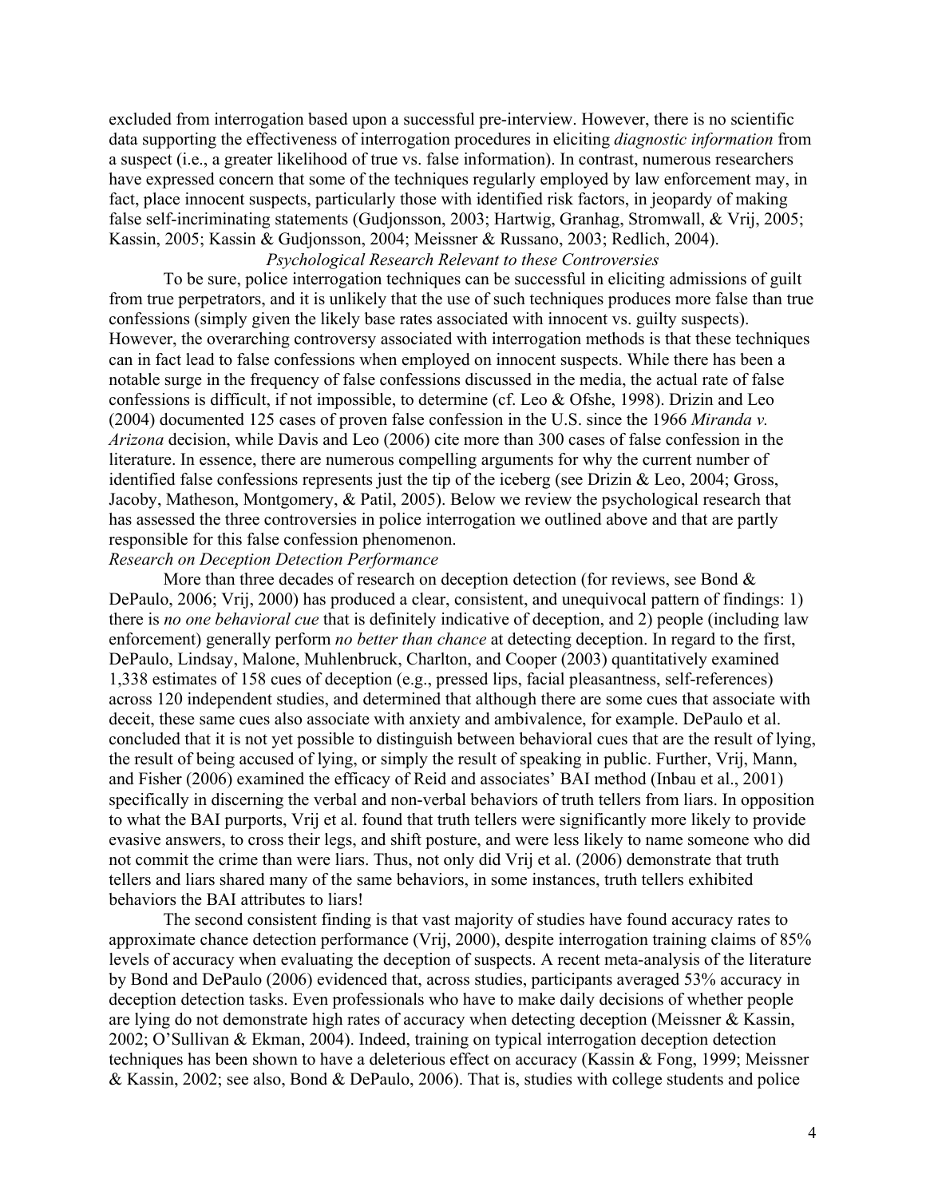excluded from interrogation based upon a successful pre-interview. However, there is no scientific data supporting the effectiveness of interrogation procedures in eliciting *diagnostic information* from a suspect (i.e., a greater likelihood of true vs. false information). In contrast, numerous researchers have expressed concern that some of the techniques regularly employed by law enforcement may, in fact, place innocent suspects, particularly those with identified risk factors, in jeopardy of making false self-incriminating statements (Gudjonsson, 2003; Hartwig, Granhag, Stromwall, & Vrij, 2005; Kassin, 2005; Kassin & Gudjonsson, 2004; Meissner & Russano, 2003; Redlich, 2004).

### *Psychological Research Relevant to these Controversies*

To be sure, police interrogation techniques can be successful in eliciting admissions of guilt from true perpetrators, and it is unlikely that the use of such techniques produces more false than true confessions (simply given the likely base rates associated with innocent vs. guilty suspects). However, the overarching controversy associated with interrogation methods is that these techniques can in fact lead to false confessions when employed on innocent suspects. While there has been a notable surge in the frequency of false confessions discussed in the media, the actual rate of false confessions is difficult, if not impossible, to determine (cf. Leo & Ofshe, 1998). Drizin and Leo (2004) documented 125 cases of proven false confession in the U.S. since the 1966 *Miranda v. Arizona* decision, while Davis and Leo (2006) cite more than 300 cases of false confession in the literature. In essence, there are numerous compelling arguments for why the current number of identified false confessions represents just the tip of the iceberg (see Drizin & Leo, 2004; Gross, Jacoby, Matheson, Montgomery, & Patil, 2005). Below we review the psychological research that has assessed the three controversies in police interrogation we outlined above and that are partly responsible for this false confession phenomenon.

#### *Research on Deception Detection Performance*

More than three decades of research on deception detection (for reviews, see Bond & DePaulo, 2006; Vrij, 2000) has produced a clear, consistent, and unequivocal pattern of findings: 1) there is *no one behavioral cue* that is definitely indicative of deception, and 2) people (including law enforcement) generally perform *no better than chance* at detecting deception. In regard to the first, DePaulo, Lindsay, Malone, Muhlenbruck, Charlton, and Cooper (2003) quantitatively examined 1,338 estimates of 158 cues of deception (e.g., pressed lips, facial pleasantness, self-references) across 120 independent studies, and determined that although there are some cues that associate with deceit, these same cues also associate with anxiety and ambivalence, for example. DePaulo et al. concluded that it is not yet possible to distinguish between behavioral cues that are the result of lying, the result of being accused of lying, or simply the result of speaking in public. Further, Vrij, Mann, and Fisher (2006) examined the efficacy of Reid and associates' BAI method (Inbau et al., 2001) specifically in discerning the verbal and non-verbal behaviors of truth tellers from liars. In opposition to what the BAI purports, Vrij et al. found that truth tellers were significantly more likely to provide evasive answers, to cross their legs, and shift posture, and were less likely to name someone who did not commit the crime than were liars. Thus, not only did Vrij et al. (2006) demonstrate that truth tellers and liars shared many of the same behaviors, in some instances, truth tellers exhibited behaviors the BAI attributes to liars!

The second consistent finding is that vast majority of studies have found accuracy rates to approximate chance detection performance (Vrij, 2000), despite interrogation training claims of 85% levels of accuracy when evaluating the deception of suspects. A recent meta-analysis of the literature by Bond and DePaulo (2006) evidenced that, across studies, participants averaged 53% accuracy in deception detection tasks. Even professionals who have to make daily decisions of whether people are lying do not demonstrate high rates of accuracy when detecting deception (Meissner & Kassin, 2002; O'Sullivan & Ekman, 2004). Indeed, training on typical interrogation deception detection techniques has been shown to have a deleterious effect on accuracy (Kassin & Fong, 1999; Meissner & Kassin, 2002; see also, Bond & DePaulo, 2006). That is, studies with college students and police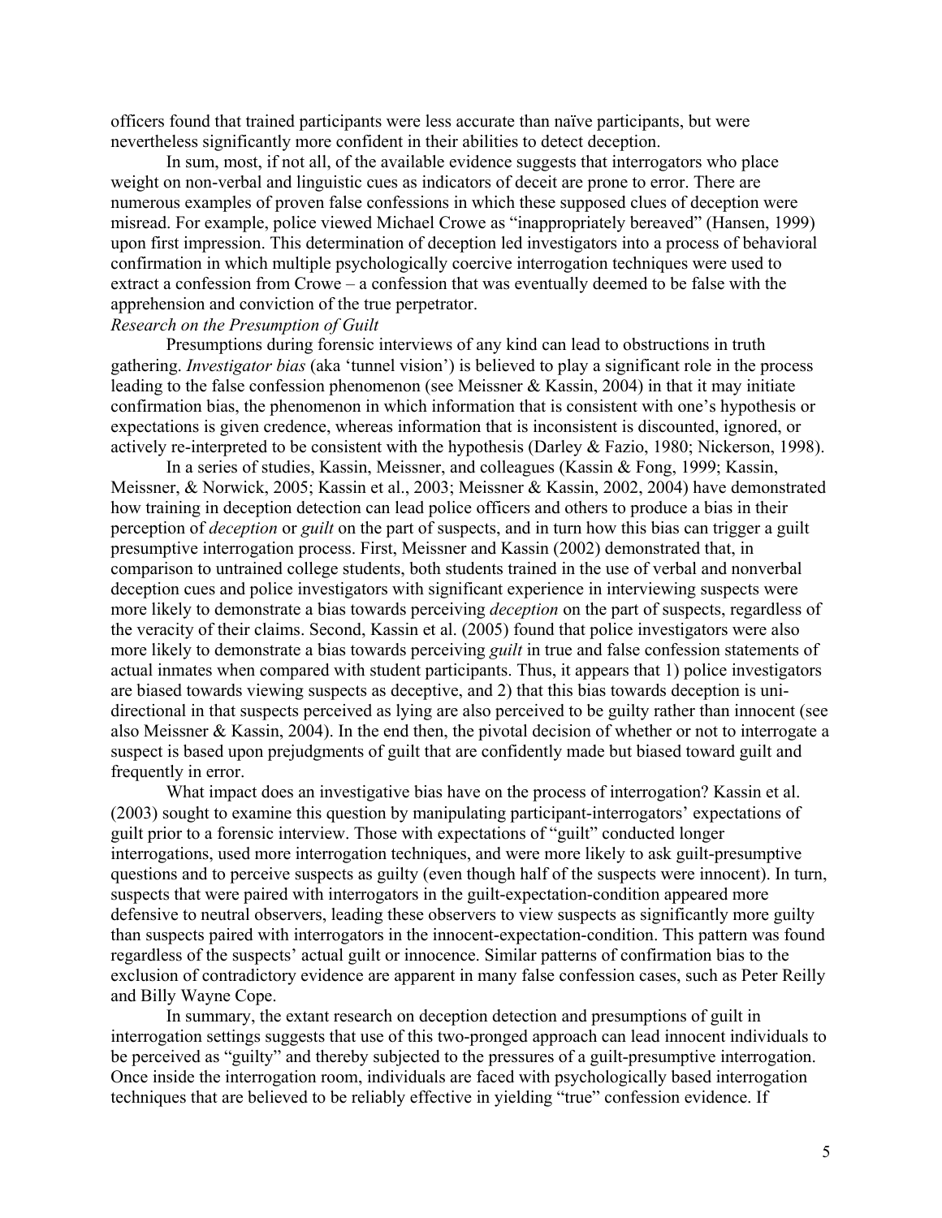officers found that trained participants were less accurate than naïve participants, but were nevertheless significantly more confident in their abilities to detect deception.

In sum, most, if not all, of the available evidence suggests that interrogators who place weight on non-verbal and linguistic cues as indicators of deceit are prone to error. There are numerous examples of proven false confessions in which these supposed clues of deception were misread. For example, police viewed Michael Crowe as "inappropriately bereaved" (Hansen, 1999) upon first impression. This determination of deception led investigators into a process of behavioral confirmation in which multiple psychologically coercive interrogation techniques were used to extract a confession from Crowe – a confession that was eventually deemed to be false with the apprehension and conviction of the true perpetrator.

*Research on the Presumption of Guilt*

Presumptions during forensic interviews of any kind can lead to obstructions in truth gathering. *Investigator bias* (aka 'tunnel vision') is believed to play a significant role in the process leading to the false confession phenomenon (see Meissner & Kassin, 2004) in that it may initiate confirmation bias, the phenomenon in which information that is consistent with one's hypothesis or expectations is given credence, whereas information that is inconsistent is discounted, ignored, or actively re-interpreted to be consistent with the hypothesis (Darley & Fazio, 1980; Nickerson, 1998).

In a series of studies, Kassin, Meissner, and colleagues (Kassin & Fong, 1999; Kassin, Meissner, & Norwick, 2005; Kassin et al., 2003; Meissner & Kassin, 2002, 2004) have demonstrated how training in deception detection can lead police officers and others to produce a bias in their perception of *deception* or *guilt* on the part of suspects, and in turn how this bias can trigger a guilt presumptive interrogation process. First, Meissner and Kassin (2002) demonstrated that, in comparison to untrained college students, both students trained in the use of verbal and nonverbal deception cues and police investigators with significant experience in interviewing suspects were more likely to demonstrate a bias towards perceiving *deception* on the part of suspects, regardless of the veracity of their claims. Second, Kassin et al. (2005) found that police investigators were also more likely to demonstrate a bias towards perceiving *guilt* in true and false confession statements of actual inmates when compared with student participants. Thus, it appears that 1) police investigators are biased towards viewing suspects as deceptive, and 2) that this bias towards deception is uni-directional in that suspects perceived as lying are also perceived to be guilty rather than innocent (see also Meissner & Kassin, 2004). In the end then, the pivotal decision of whether or not to interrogate a suspect is based upon prejudgments of guilt that are confidently made but biased toward guilt and frequently in error.

What impact does an investigative bias have on the process of interrogation? Kassin et al. (2003) sought to examine this question by manipulating participant-interrogators' expectations of guilt prior to a forensic interview. Those with expectations of "guilt" conducted longer interrogations, used more interrogation techniques, and were more likely to ask guilt-presumptive questions and to perceive suspects as guilty (even though half of the suspects were innocent). In turn, suspects that were paired with interrogators in the guilt-expectation-condition appeared more defensive to neutral observers, leading these observers to view suspects as significantly more guilty than suspects paired with interrogators in the innocent-expectation-condition. This pattern was found regardless of the suspects' actual guilt or innocence. Similar patterns of confirmation bias to the exclusion of contradictory evidence are apparent in many false confession cases, such as Peter Reilly and Billy Wayne Cope.

In summary, the extant research on deception detection and presumptions of guilt in interrogation settings suggests that use of this two-pronged approach can lead innocent individuals to be perceived as "guilty" and thereby subjected to the pressures of a guilt-presumptive interrogation. Once inside the interrogation room, individuals are faced with psychologically based interrogation techniques that are believed to be reliably effective in yielding "true" confession evidence. If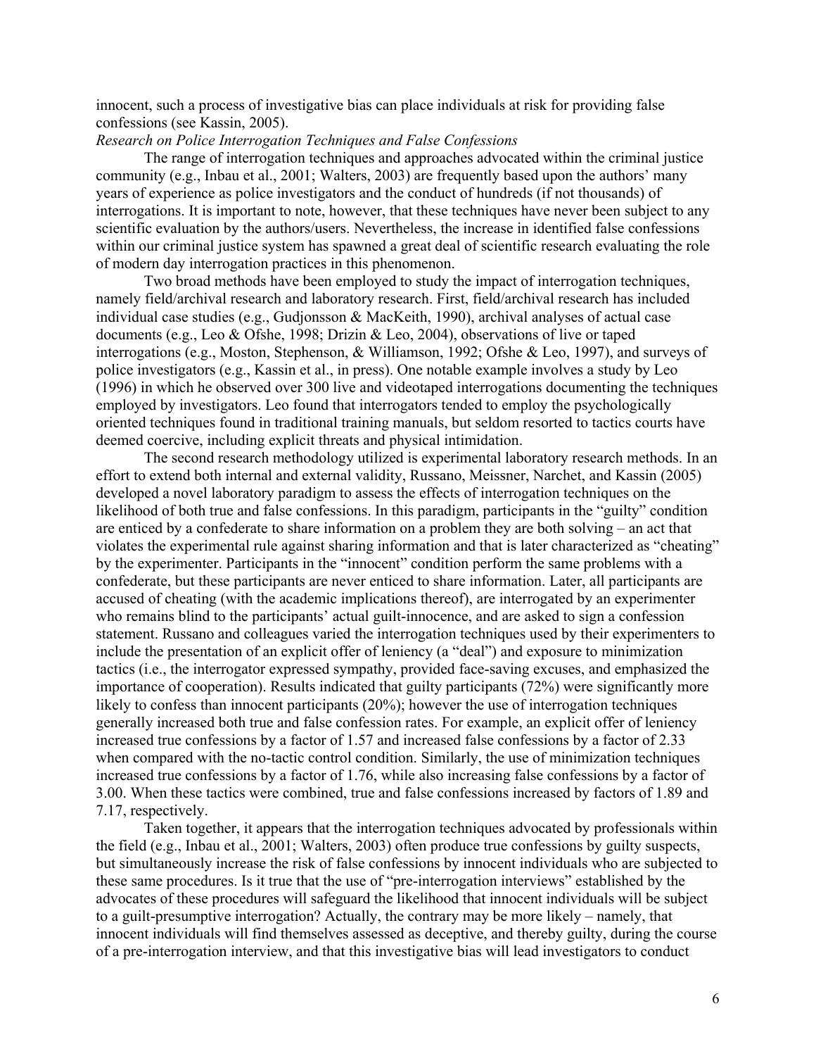innocent, such a process of investigative bias can place individuals at risk for providing false confessions (see Kassin, 2005).

*Research on Police Interrogation Techniques and False Confessions*

The range of interrogation techniques and approaches advocated within the criminal justice community (e.g., Inbau et al., 2001; Walters, 2003) are frequently based upon the authors' many years of experience as police investigators and the conduct of hundreds (if not thousands) of interrogations. It is important to note, however, that these techniques have never been subject to any scientific evaluation by the authors/users. Nevertheless, the increase in identified false confessions within our criminal justice system has spawned a great deal of scientific research evaluating the role of modern day interrogation practices in this phenomenon.

Two broad methods have been employed to study the impact of interrogation techniques, namely field/archival research and laboratory research. First, field/archival research has included individual case studies (e.g., Gudjonsson & MacKeith, 1990), archival analyses of actual case documents (e.g., Leo & Ofshe, 1998; Drizin & Leo, 2004), observations of live or taped interrogations (e.g., Moston, Stephenson, & Williamson, 1992; Ofshe & Leo, 1997), and surveys of police investigators (e.g., Kassin et al., in press). One notable example involves a study by Leo (1996) in which he observed over 300 live and videotaped interrogations documenting the techniques employed by investigators. Leo found that interrogators tended to employ the psychologically oriented techniques found in traditional training manuals, but seldom resorted to tactics courts have deemed coercive, including explicit threats and physical intimidation.

The second research methodology utilized is experimental laboratory research methods. In an effort to extend both internal and external validity, Russano, Meissner, Narchet, and Kassin (2005) developed a novel laboratory paradigm to assess the effects of interrogation techniques on the likelihood of both true and false confessions. In this paradigm, participants in the "guilty" condition are enticed by a confederate to share information on a problem they are both solving – an act that violates the experimental rule against sharing information and that is later characterized as "cheating" by the experimenter. Participants in the "innocent" condition perform the same problems with a confederate, but these participants are never enticed to share information. Later, all participants are accused of cheating (with the academic implications thereof), are interrogated by an experimenter who remains blind to the participants' actual guilt-innocence, and are asked to sign a confession statement. Russano and colleagues varied the interrogation techniques used by their experimenters to include the presentation of an explicit offer of leniency (a "deal") and exposure to minimization tactics (i.e., the interrogator expressed sympathy, provided face-saving excuses, and emphasized the importance of cooperation). Results indicated that guilty participants (72%) were significantly more likely to confess than innocent participants (20%); however the use of interrogation techniques generally increased both true and false confession rates. For example, an explicit offer of leniency increased true confessions by a factor of 1.57 and increased false confessions by a factor of 2.33 when compared with the no-tactic control condition. Similarly, the use of minimization techniques increased true confessions by a factor of 1.76, while also increasing false confessions by a factor of 3.00. When these tactics were combined, true and false confessions increased by factors of 1.89 and 7.17, respectively.

Taken together, it appears that the interrogation techniques advocated by professionals within the field (e.g., Inbau et al., 2001; Walters, 2003) often produce true confessions by guilty suspects, but simultaneously increase the risk of false confessions by innocent individuals who are subjected to these same procedures. Is it true that the use of "pre-interrogation interviews" established by the advocates of these procedures will safeguard the likelihood that innocent individuals will be subject to a guilt-presumptive interrogation? Actually, the contrary may be more likely – namely, that innocent individuals will find themselves assessed as deceptive, and thereby guilty, during the course of a pre-interrogation interview, and that this investigative bias will lead investigators to conduct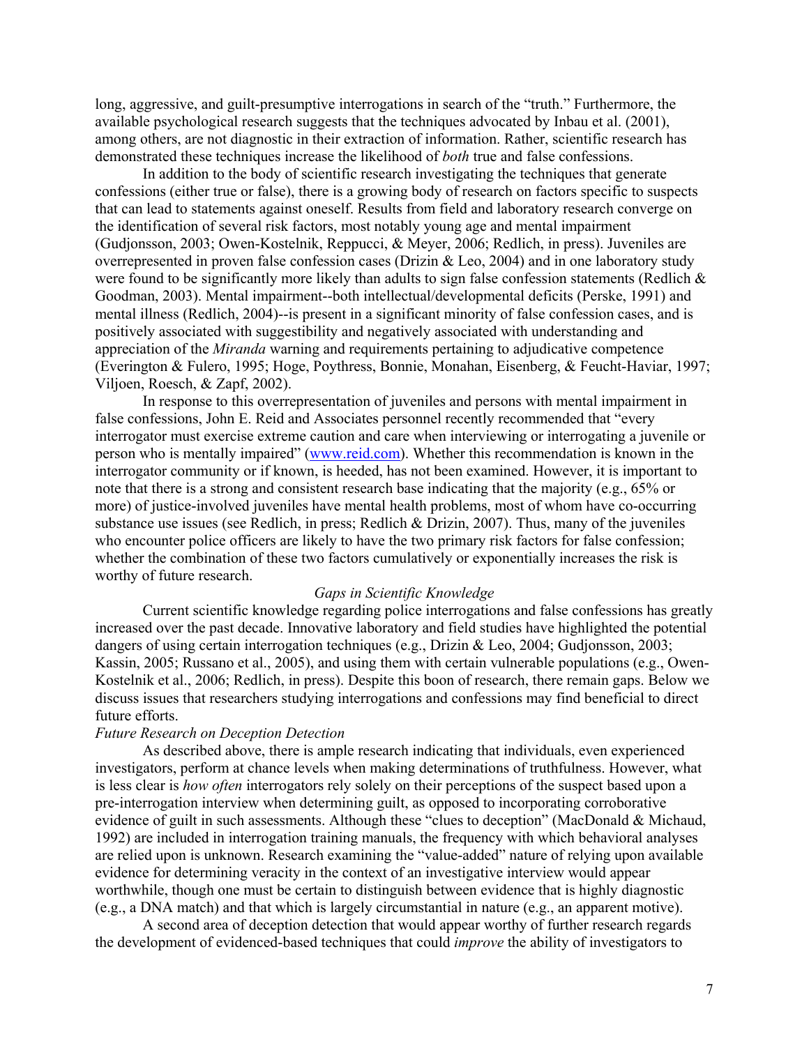long, aggressive, and guilt-presumptive interrogations in search of the "truth." Furthermore, the available psychological research suggests that the techniques advocated by Inbau et al. (2001), among others, are not diagnostic in their extraction of information. Rather, scientific research has demonstrated these techniques increase the likelihood of *both* true and false confessions.

In addition to the body of scientific research investigating the techniques that generate confessions (either true or false), there is a growing body of research on factors specific to suspects that can lead to statements against oneself. Results from field and laboratory research converge on the identification of several risk factors, most notably young age and mental impairment (Gudjonsson, 2003; Owen-Kostelnik, Reppucci, & Meyer, 2006; Redlich, in press). Juveniles are overrepresented in proven false confession cases (Drizin & Leo, 2004) and in one laboratory study were found to be significantly more likely than adults to sign false confession statements (Redlich & Goodman, 2003). Mental impairment--both intellectual/developmental deficits (Perske, 1991) and mental illness (Redlich, 2004)--is present in a significant minority of false confession cases, and is positively associated with suggestibility and negatively associated with understanding and appreciation of the *Miranda* warning and requirements pertaining to adjudicative competence (Everington & Fulero, 1995; Hoge, Poythress, Bonnie, Monahan, Eisenberg, & Feucht-Haviar, 1997; Viljoen, Roesch, & Zapf, 2002).

In response to this overrepresentation of juveniles and persons with mental impairment in false confessions, John E. Reid and Associates personnel recently recommended that "every interrogator must exercise extreme caution and care when interviewing or interrogating a juvenile or person who is mentally impaired" (www.reid.com). Whether this recommendation is known in the interrogator community or if known, is heeded, has not been examined. However, it is important to note that there is a strong and consistent research base indicating that the majority (e.g., 65% or more) of justice-involved juveniles have mental health problems, most of whom have co-occurring substance use issues (see Redlich, in press; Redlich & Drizin, 2007). Thus, many of the juveniles who encounter police officers are likely to have the two primary risk factors for false confession; whether the combination of these two factors cumulatively or exponentially increases the risk is worthy of future research.

## *Gaps in Scientific Knowledge*

Current scientific knowledge regarding police interrogations and false confessions has greatly increased over the past decade. Innovative laboratory and field studies have highlighted the potential dangers of using certain interrogation techniques (e.g., Drizin & Leo, 2004; Gudjonsson, 2003; Kassin, 2005; Russano et al., 2005), and using them with certain vulnerable populations (e.g., Owen-Kostelnik et al., 2006; Redlich, in press). Despite this boon of research, there remain gaps. Below we discuss issues that researchers studying interrogations and confessions may find beneficial to direct future efforts.

### *Future Research on Deception Detection*

As described above, there is ample research indicating that individuals, even experienced investigators, perform at chance levels when making determinations of truthfulness. However, what is less clear is *how often* interrogators rely solely on their perceptions of the suspect based upon a pre-interrogation interview when determining guilt, as opposed to incorporating corroborative evidence of guilt in such assessments. Although these "clues to deception" (MacDonald & Michaud, 1992) are included in interrogation training manuals, the frequency with which behavioral analyses are relied upon is unknown. Research examining the "value-added" nature of relying upon available evidence for determining veracity in the context of an investigative interview would appear worthwhile, though one must be certain to distinguish between evidence that is highly diagnostic (e.g., a DNA match) and that which is largely circumstantial in nature (e.g., an apparent motive).

A second area of deception detection that would appear worthy of further research regards the development of evidenced-based techniques that could *improve* the ability of investigators to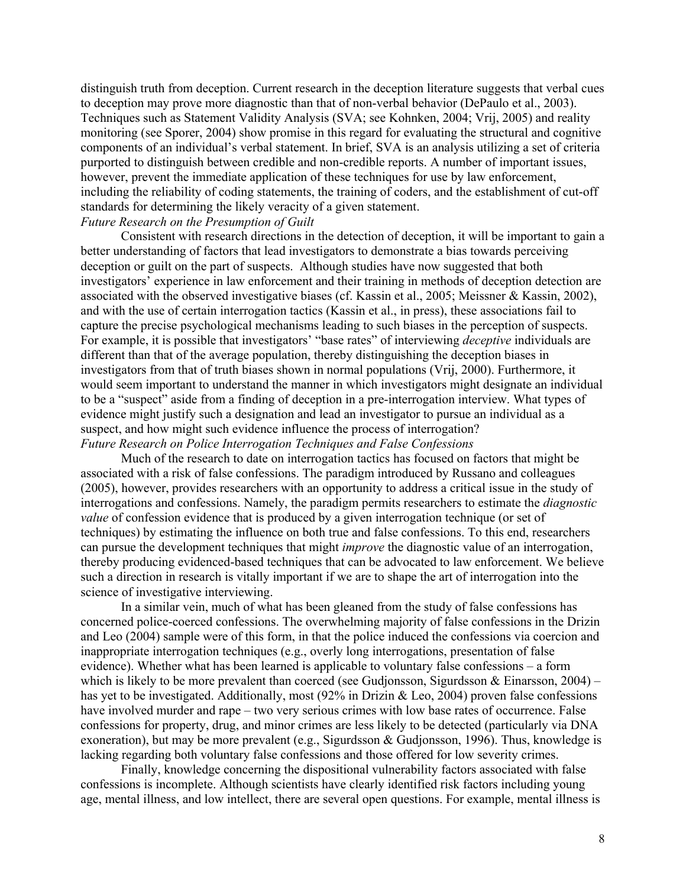distinguish truth from deception. Current research in the deception literature suggests that verbal cues to deception may prove more diagnostic than that of non-verbal behavior (DePaulo et al., 2003). Techniques such as Statement Validity Analysis (SVA; see Kohnken, 2004; Vrij, 2005) and reality monitoring (see Sporer, 2004) show promise in this regard for evaluating the structural and cognitive components of an individual's verbal statement. In brief, SVA is an analysis utilizing a set of criteria purported to distinguish between credible and non-credible reports. A number of important issues, however, prevent the immediate application of these techniques for use by law enforcement, including the reliability of coding statements, the training of coders, and the establishment of cut-off standards for determining the likely veracity of a given statement.

*Future Research on the Presumption of Guilt*

Consistent with research directions in the detection of deception, it will be important to gain a better understanding of factors that lead investigators to demonstrate a bias towards perceiving deception or guilt on the part of suspects. Although studies have now suggested that both investigators' experience in law enforcement and their training in methods of deception detection are associated with the observed investigative biases (cf. Kassin et al., 2005; Meissner & Kassin, 2002), and with the use of certain interrogation tactics (Kassin et al., in press), these associations fail to capture the precise psychological mechanisms leading to such biases in the perception of suspects. For example, it is possible that investigators' "base rates" of interviewing *deceptive* individuals are different than that of the average population, thereby distinguishing the deception biases in investigators from that of truth biases shown in normal populations (Vrij, 2000). Furthermore, it would seem important to understand the manner in which investigators might designate an individual to be a "suspect" aside from a finding of deception in a pre-interrogation interview. What types of evidence might justify such a designation and lead an investigator to pursue an individual as a suspect, and how might such evidence influence the process of interrogation?

*Future Research on Police Interrogation Techniques and False Confessions*

Much of the research to date on interrogation tactics has focused on factors that might be associated with a risk of false confessions. The paradigm introduced by Russano and colleagues (2005), however, provides researchers with an opportunity to address a critical issue in the study of interrogations and confessions. Namely, the paradigm permits researchers to estimate the *diagnostic value* of confession evidence that is produced by a given interrogation technique (or set of techniques) by estimating the influence on both true and false confessions. To this end, researchers can pursue the development techniques that might *improve* the diagnostic value of an interrogation, thereby producing evidenced-based techniques that can be advocated to law enforcement. We believe such a direction in research is vitally important if we are to shape the art of interrogation into the science of investigative interviewing.

In a similar vein, much of what has been gleaned from the study of false confessions has concerned police-coerced confessions. The overwhelming majority of false confessions in the Drizin and Leo (2004) sample were of this form, in that the police induced the confessions via coercion and inappropriate interrogation techniques (e.g., overly long interrogations, presentation of false evidence). Whether what has been learned is applicable to voluntary false confessions – a form which is likely to be more prevalent than coerced (see Gudjonsson, Sigurdsson & Einarsson, 2004) – has yet to be investigated. Additionally, most (92% in Drizin & Leo, 2004) proven false confessions have involved murder and rape – two very serious crimes with low base rates of occurrence. False confessions for property, drug, and minor crimes are less likely to be detected (particularly via DNA exoneration), but may be more prevalent (e.g., Sigurdsson & Gudjonsson, 1996). Thus, knowledge is lacking regarding both voluntary false confessions and those offered for low severity crimes.

Finally, knowledge concerning the dispositional vulnerability factors associated with false confessions is incomplete. Although scientists have clearly identified risk factors including young age, mental illness, and low intellect, there are several open questions. For example, mental illness is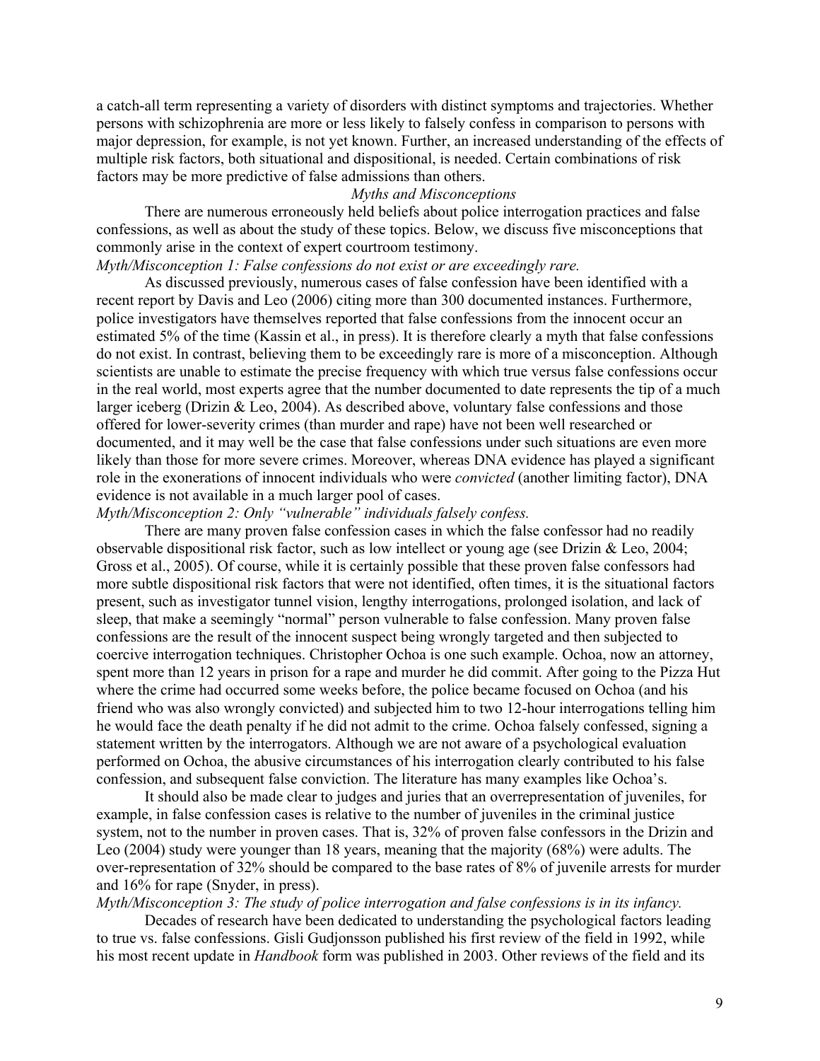a catch-all term representing a variety of disorders with distinct symptoms and trajectories. Whether persons with schizophrenia are more or less likely to falsely confess in comparison to persons with major depression, for example, is not yet known. Further, an increased understanding of the effects of multiple risk factors, both situational and dispositional, is needed. Certain combinations of risk factors may be more predictive of false admissions than others.

### *Myths and Misconceptions*

There are numerous erroneously held beliefs about police interrogation practices and false confessions, as well as about the study of these topics. Below, we discuss five misconceptions that commonly arise in the context of expert courtroom testimony.

*Myth/Misconception 1: False confessions do not exist or are exceedingly rare.*

As discussed previously, numerous cases of false confession have been identified with a recent report by Davis and Leo (2006) citing more than 300 documented instances. Furthermore, police investigators have themselves reported that false confessions from the innocent occur an estimated 5% of the time (Kassin et al., in press). It is therefore clearly a myth that false confessions do not exist. In contrast, believing them to be exceedingly rare is more of a misconception. Although scientists are unable to estimate the precise frequency with which true versus false confessions occur in the real world, most experts agree that the number documented to date represents the tip of a much larger iceberg (Drizin & Leo, 2004). As described above, voluntary false confessions and those offered for lower-severity crimes (than murder and rape) have not been well researched or documented, and it may well be the case that false confessions under such situations are even more likely than those for more severe crimes. Moreover, whereas DNA evidence has played a significant role in the exonerations of innocent individuals who were *convicted* (another limiting factor), DNA evidence is not available in a much larger pool of cases.

*Myth/Misconception 2: Only "vulnerable" individuals falsely confess.*

There are many proven false confession cases in which the false confessor had no readily observable dispositional risk factor, such as low intellect or young age (see Drizin & Leo, 2004; Gross et al., 2005). Of course, while it is certainly possible that these proven false confessors had more subtle dispositional risk factors that were not identified, often times, it is the situational factors present, such as investigator tunnel vision, lengthy interrogations, prolonged isolation, and lack of sleep, that make a seemingly "normal" person vulnerable to false confession. Many proven false confessions are the result of the innocent suspect being wrongly targeted and then subjected to coercive interrogation techniques. Christopher Ochoa is one such example. Ochoa, now an attorney, spent more than 12 years in prison for a rape and murder he did commit. After going to the Pizza Hut where the crime had occurred some weeks before, the police became focused on Ochoa (and his friend who was also wrongly convicted) and subjected him to two 12-hour interrogations telling him he would face the death penalty if he did not admit to the crime. Ochoa falsely confessed, signing a statement written by the interrogators. Although we are not aware of a psychological evaluation performed on Ochoa, the abusive circumstances of his interrogation clearly contributed to his false confession, and subsequent false conviction. The literature has many examples like Ochoa's.

It should also be made clear to judges and juries that an overrepresentation of juveniles, for example, in false confession cases is relative to the number of juveniles in the criminal justice system, not to the number in proven cases. That is, 32% of proven false confessors in the Drizin and Leo (2004) study were younger than 18 years, meaning that the majority (68%) were adults. The over-representation of 32% should be compared to the base rates of 8% of juvenile arrests for murder and 16% for rape (Snyder, in press).

*Myth/Misconception 3: The study of police interrogation and false confessions is in its infancy.*

Decades of research have been dedicated to understanding the psychological factors leading to true vs. false confessions. Gisli Gudjonsson published his first review of the field in 1992, while his most recent update in *Handbook* form was published in 2003. Other reviews of the field and its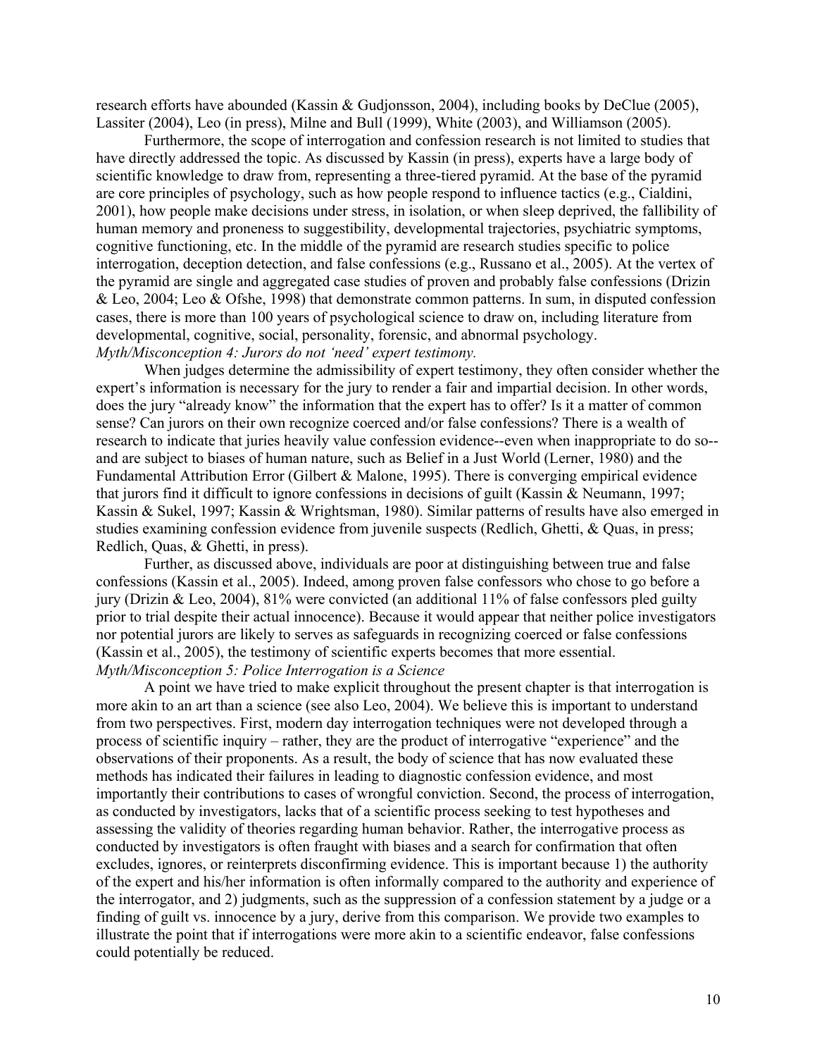research efforts have abounded (Kassin & Gudjonsson, 2004), including books by DeClue (2005), Lassiter (2004), Leo (in press), Milne and Bull (1999), White (2003), and Williamson (2005).

Furthermore, the scope of interrogation and confession research is not limited to studies that have directly addressed the topic. As discussed by Kassin (in press), experts have a large body of scientific knowledge to draw from, representing a three-tiered pyramid. At the base of the pyramid are core principles of psychology, such as how people respond to influence tactics (e.g., Cialdini, 2001), how people make decisions under stress, in isolation, or when sleep deprived, the fallibility of human memory and proneness to suggestibility, developmental trajectories, psychiatric symptoms, cognitive functioning, etc. In the middle of the pyramid are research studies specific to police interrogation, deception detection, and false confessions (e.g., Russano et al., 2005). At the vertex of the pyramid are single and aggregated case studies of proven and probably false confessions (Drizin & Leo, 2004; Leo & Ofshe, 1998) that demonstrate common patterns. In sum, in disputed confession cases, there is more than 100 years of psychological science to draw on, including literature from developmental, cognitive, social, personality, forensic, and abnormal psychology.

*Myth/Misconception 4: Jurors do not 'need' expert testimony.*

When judges determine the admissibility of expert testimony, they often consider whether the expert's information is necessary for the jury to render a fair and impartial decision. In other words, does the jury "already know" the information that the expert has to offer? Is it a matter of common sense? Can jurors on their own recognize coerced and/or false confessions? There is a wealth of research to indicate that juries heavily value confession evidence--even when inappropriate to do so--and are subject to biases of human nature, such as Belief in a Just World (Lerner, 1980) and the Fundamental Attribution Error (Gilbert & Malone, 1995). There is converging empirical evidence that jurors find it difficult to ignore confessions in decisions of guilt (Kassin & Neumann, 1997; Kassin & Sukel, 1997; Kassin & Wrightsman, 1980). Similar patterns of results have also emerged in studies examining confession evidence from juvenile suspects (Redlich, Ghetti, & Quas, in press; Redlich, Quas, & Ghetti, in press).

Further, as discussed above, individuals are poor at distinguishing between true and false confessions (Kassin et al., 2005). Indeed, among proven false confessors who chose to go before a jury (Drizin & Leo, 2004), 81% were convicted (an additional 11% of false confessors pled guilty prior to trial despite their actual innocence). Because it would appear that neither police investigators nor potential jurors are likely to serves as safeguards in recognizing coerced or false confessions (Kassin et al., 2005), the testimony of scientific experts becomes that more essential.

*Myth/Misconception 5: Police Interrogation is a Science*

A point we have tried to make explicit throughout the present chapter is that interrogation is more akin to an art than a science (see also Leo, 2004). We believe this is important to understand from two perspectives. First, modern day interrogation techniques were not developed through a process of scientific inquiry – rather, they are the product of interrogative "experience" and the observations of their proponents. As a result, the body of science that has now evaluated these methods has indicated their failures in leading to diagnostic confession evidence, and most importantly their contributions to cases of wrongful conviction. Second, the process of interrogation, as conducted by investigators, lacks that of a scientific process seeking to test hypotheses and assessing the validity of theories regarding human behavior. Rather, the interrogative process as conducted by investigators is often fraught with biases and a search for confirmation that often excludes, ignores, or reinterprets disconfirming evidence. This is important because 1) the authority of the expert and his/her information is often informally compared to the authority and experience of the interrogator, and 2) judgments, such as the suppression of a confession statement by a judge or a finding of guilt vs. innocence by a jury, derive from this comparison. We provide two examples to illustrate the point that if interrogations were more akin to a scientific endeavor, false confessions could potentially be reduced.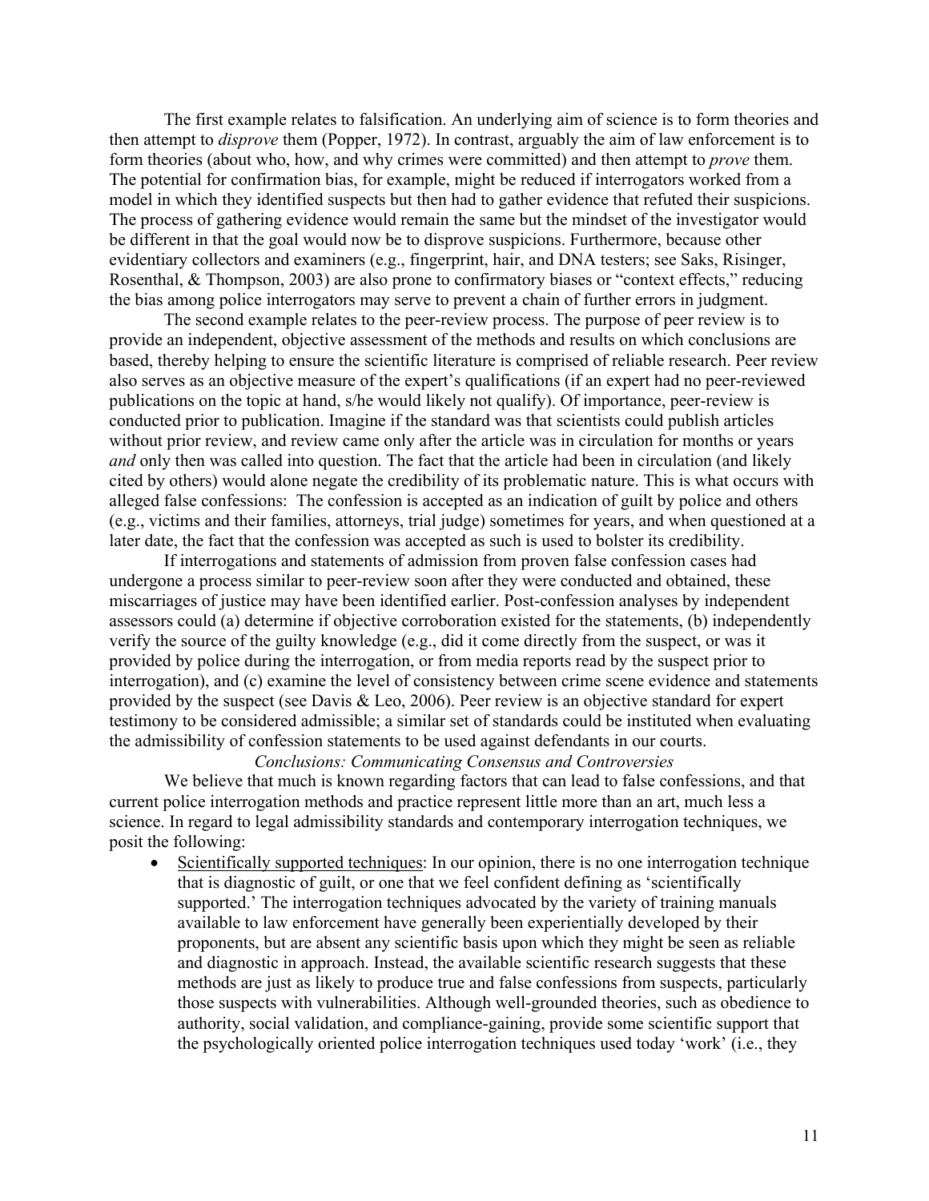The first example relates to falsification. An underlying aim of science is to form theories and then attempt to *disprove* them (Popper, 1972). In contrast, arguably the aim of law enforcement is to form theories (about who, how, and why crimes were committed) and then attempt to *prove* them. The potential for confirmation bias, for example, might be reduced if interrogators worked from a model in which they identified suspects but then had to gather evidence that refuted their suspicions. The process of gathering evidence would remain the same but the mindset of the investigator would be different in that the goal would now be to disprove suspicions. Furthermore, because other evidentiary collectors and examiners (e.g., fingerprint, hair, and DNA testers; see Saks, Risinger, Rosenthal, & Thompson, 2003) are also prone to confirmatory biases or "context effects," reducing the bias among police interrogators may serve to prevent a chain of further errors in judgment.

The second example relates to the peer-review process. The purpose of peer review is to provide an independent, objective assessment of the methods and results on which conclusions are based, thereby helping to ensure the scientific literature is comprised of reliable research. Peer review also serves as an objective measure of the expert's qualifications (if an expert had no peer-reviewed publications on the topic at hand, s/he would likely not qualify). Of importance, peer-review is conducted prior to publication. Imagine if the standard was that scientists could publish articles without prior review, and review came only after the article was in circulation for months or years *and* only then was called into question. The fact that the article had been in circulation (and likely cited by others) would alone negate the credibility of its problematic nature. This is what occurs with alleged false confessions: The confession is accepted as an indication of guilt by police and others (e.g., victims and their families, attorneys, trial judge) sometimes for years, and when questioned at a later date, the fact that the confession was accepted as such is used to bolster its credibility.

If interrogations and statements of admission from proven false confession cases had undergone a process similar to peer-review soon after they were conducted and obtained, these miscarriages of justice may have been identified earlier. Post-confession analyses by independent assessors could (a) determine if objective corroboration existed for the statements, (b) independently verify the source of the guilty knowledge (e.g., did it come directly from the suspect, or was it provided by police during the interrogation, or from media reports read by the suspect prior to interrogation), and (c) examine the level of consistency between crime scene evidence and statements provided by the suspect (see Davis & Leo, 2006). Peer review is an objective standard for expert testimony to be considered admissible; a similar set of standards could be instituted when evaluating the admissibility of confession statements to be used against defendants in our courts.

*Conclusions: Communicating Consensus and Controversies*

We believe that much is known regarding factors that can lead to false confessions, and that current police interrogation methods and practice represent little more than an art, much less a science. In regard to legal admissibility standards and contemporary interrogation techniques, we posit the following:

- Scientifically supported techniques: In our opinion, there is no one interrogation technique that is diagnostic of guilt, or one that we feel confident defining as 'scientifically supported.' The interrogation techniques advocated by the variety of training manuals available to law enforcement have generally been experientially developed by their proponents, but are absent any scientific basis upon which they might be seen as reliable and diagnostic in approach. Instead, the available scientific research suggests that these methods are just as likely to produce true and false confessions from suspects, particularly those suspects with vulnerabilities. Although well-grounded theories, such as obedience to authority, social validation, and compliance-gaining, provide some scientific support that the psychologically oriented police interrogation techniques used today 'work' (i.e., they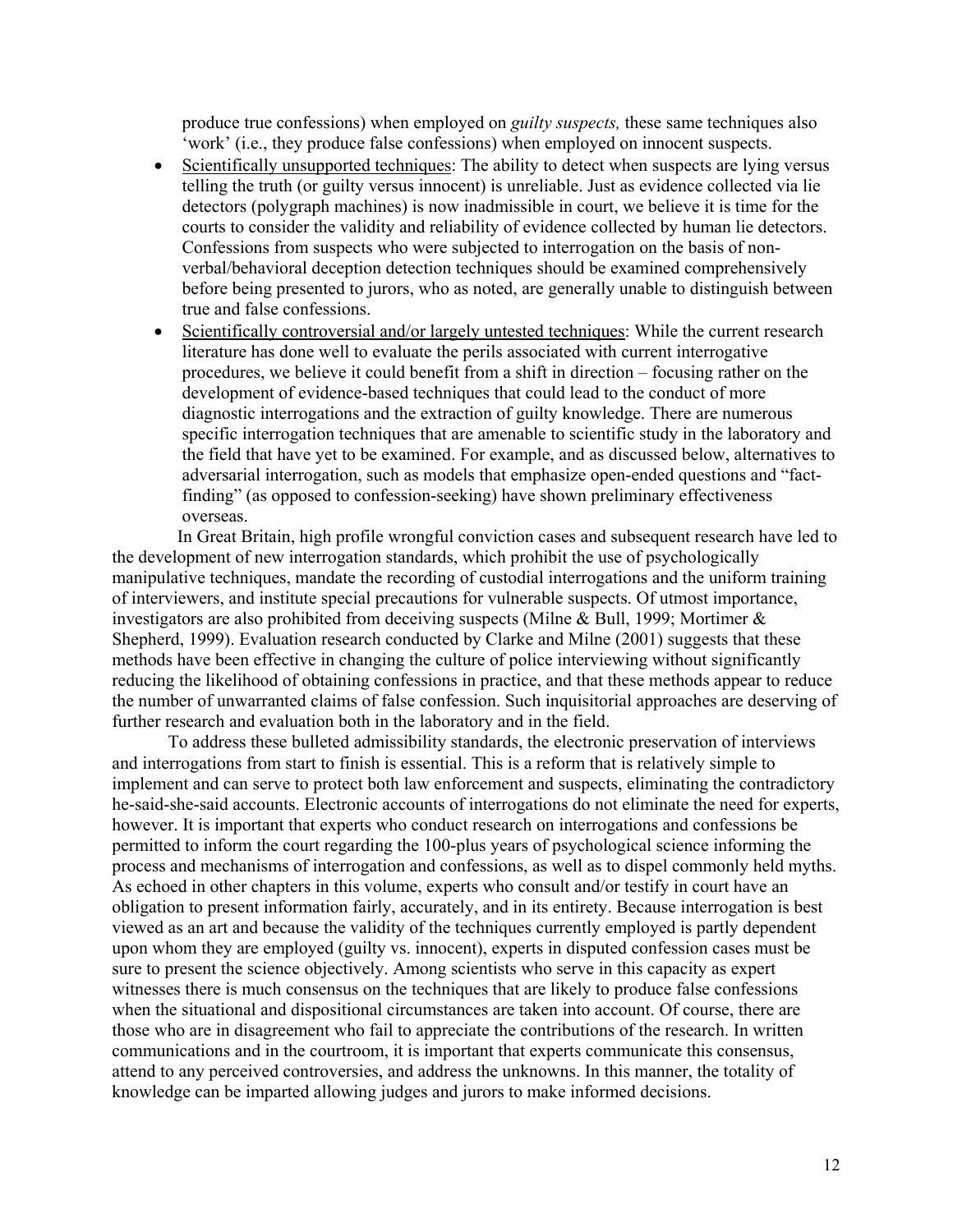produce true confessions) when employed on *guilty suspects,* these same techniques also 'work' (i.e., they produce false confessions) when employed on innocent suspects.

- Scientifically unsupported techniques: The ability to detect when suspects are lying versus telling the truth (or guilty versus innocent) is unreliable. Just as evidence collected via lie detectors (polygraph machines) is now inadmissible in court, we believe it is time for the courts to consider the validity and reliability of evidence collected by human lie detectors. Confessions from suspects who were subjected to interrogation on the basis of non-verbal/behavioral deception detection techniques should be examined comprehensively before being presented to jurors, who as noted, are generally unable to distinguish between true and false confessions.
- Scientifically controversial and/or largely untested techniques: While the current research literature has done well to evaluate the perils associated with current interrogative procedures, we believe it could benefit from a shift in direction – focusing rather on the development of evidence-based techniques that could lead to the conduct of more diagnostic interrogations and the extraction of guilty knowledge. There are numerous specific interrogation techniques that are amenable to scientific study in the laboratory and the field that have yet to be examined. For example, and as discussed below, alternatives to adversarial interrogation, such as models that emphasize open-ended questions and "fact-finding" (as opposed to confession-seeking) have shown preliminary effectiveness overseas.

In Great Britain, high profile wrongful conviction cases and subsequent research have led to the development of new interrogation standards, which prohibit the use of psychologically manipulative techniques, mandate the recording of custodial interrogations and the uniform training of interviewers, and institute special precautions for vulnerable suspects. Of utmost importance, investigators are also prohibited from deceiving suspects (Milne & Bull, 1999; Mortimer & Shepherd, 1999). Evaluation research conducted by Clarke and Milne (2001) suggests that these methods have been effective in changing the culture of police interviewing without significantly reducing the likelihood of obtaining confessions in practice, and that these methods appear to reduce the number of unwarranted claims of false confession. Such inquisitorial approaches are deserving of further research and evaluation both in the laboratory and in the field.

To address these bulleted admissibility standards, the electronic preservation of interviews and interrogations from start to finish is essential. This is a reform that is relatively simple to implement and can serve to protect both law enforcement and suspects, eliminating the contradictory he-said-she-said accounts. Electronic accounts of interrogations do not eliminate the need for experts, however. It is important that experts who conduct research on interrogations and confessions be permitted to inform the court regarding the 100-plus years of psychological science informing the process and mechanisms of interrogation and confessions, as well as to dispel commonly held myths. As echoed in other chapters in this volume, experts who consult and/or testify in court have an obligation to present information fairly, accurately, and in its entirety. Because interrogation is best viewed as an art and because the validity of the techniques currently employed is partly dependent upon whom they are employed (guilty vs. innocent), experts in disputed confession cases must be sure to present the science objectively. Among scientists who serve in this capacity as expert witnesses there is much consensus on the techniques that are likely to produce false confessions when the situational and dispositional circumstances are taken into account. Of course, there are those who are in disagreement who fail to appreciate the contributions of the research. In written communications and in the courtroom, it is important that experts communicate this consensus, attend to any perceived controversies, and address the unknowns. In this manner, the totality of knowledge can be imparted allowing judges and jurors to make informed decisions.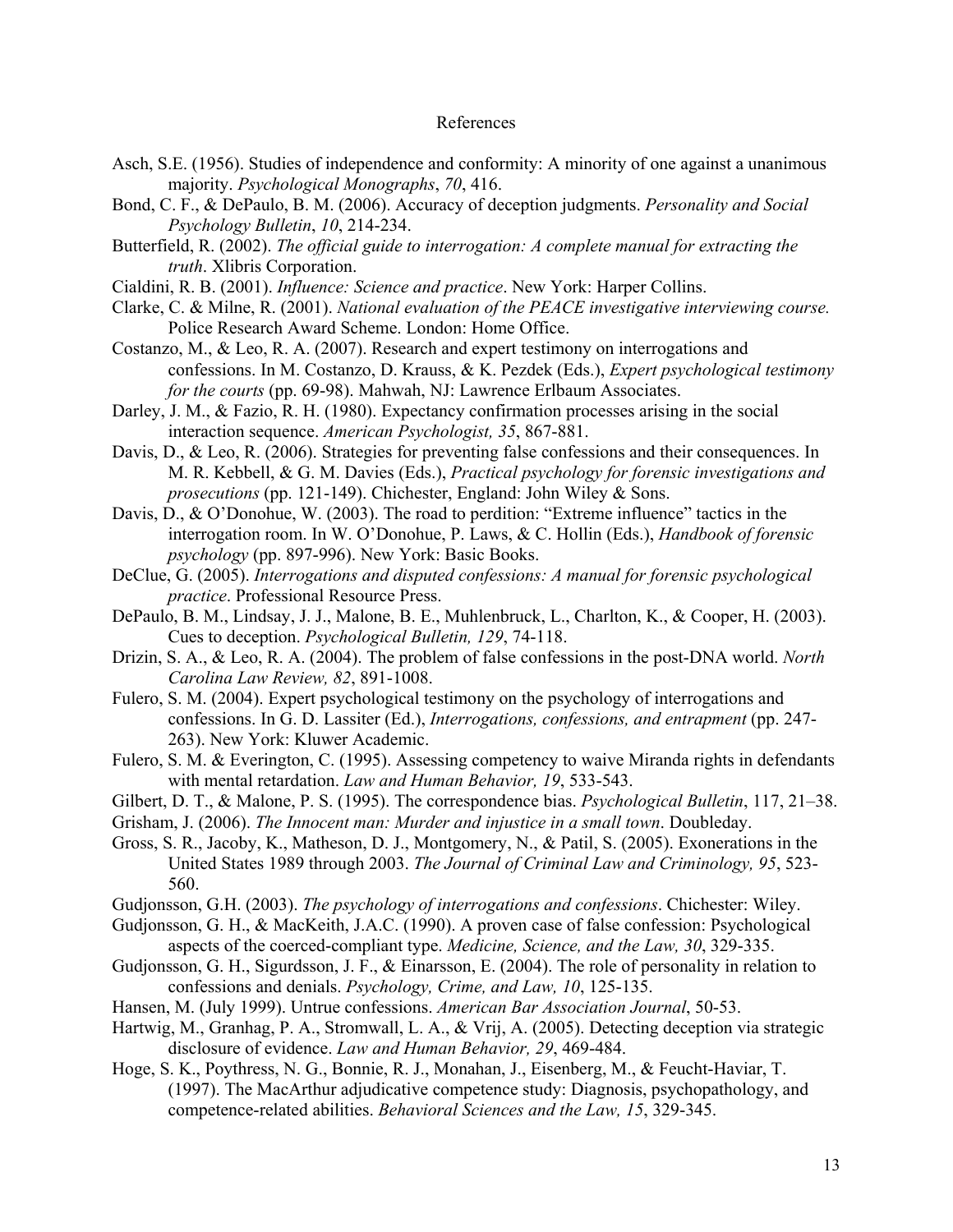# References

Asch, S.E. (1956). Studies of independence and conformity: A minority of one against a unanimous majority. *Psychological Monographs*, *70*, 416.

Bond, C. F., & DePaulo, B. M. (2006). Accuracy of deception judgments. *Personality and Social Psychology Bulletin*, *10*, 214-234.

Butterfield, R. (2002). *The official guide to interrogation: A complete manual for extracting the truth*. Xlibris Corporation.

Cialdini, R. B. (2001). *Influence: Science and practice*. New York: Harper Collins.

Clarke, C. & Milne, R. (2001). *National evaluation of the PEACE investigative interviewing course.* Police Research Award Scheme. London: Home Office.

Costanzo, M., & Leo, R. A. (2007). Research and expert testimony on interrogations and confessions. In M. Costanzo, D. Krauss, & K. Pezdek (Eds.), *Expert psychological testimony for the courts* (pp. 69-98). Mahwah, NJ: Lawrence Erlbaum Associates.

Darley, J. M., & Fazio, R. H. (1980). Expectancy confirmation processes arising in the social interaction sequence. *American Psychologist, 35*, 867-881.

Davis, D., & Leo, R. (2006). Strategies for preventing false confessions and their consequences. In M. R. Kebbell, & G. M. Davies (Eds.), *Practical psychology for forensic investigations and prosecutions* (pp. 121-149). Chichester, England: John Wiley & Sons.

Davis, D., & O'Donohue, W. (2003). The road to perdition: "Extreme influence" tactics in the interrogation room. In W. O'Donohue, P. Laws, & C. Hollin (Eds.), *Handbook of forensic psychology* (pp. 897-996). New York: Basic Books.

DeClue, G. (2005). *Interrogations and disputed confessions: A manual for forensic psychological practice*. Professional Resource Press.

DePaulo, B. M., Lindsay, J. J., Malone, B. E., Muhlenbruck, L., Charlton, K., & Cooper, H. (2003). Cues to deception. *Psychological Bulletin, 129*, 74-118.

Drizin, S. A., & Leo, R. A. (2004). The problem of false confessions in the post-DNA world. *North Carolina Law Review, 82*, 891-1008.

Fulero, S. M. (2004). Expert psychological testimony on the psychology of interrogations and confessions. In G. D. Lassiter (Ed.), *Interrogations, confessions, and entrapment* (pp. 247-263). New York: Kluwer Academic.

Fulero, S. M. & Everington, C. (1995). Assessing competency to waive Miranda rights in defendants with mental retardation. *Law and Human Behavior, 19*, 533-543.

Gilbert, D. T., & Malone, P. S. (1995). The correspondence bias. *Psychological Bulletin*, 117, 21–38.

Grisham, J. (2006). *The Innocent man: Murder and injustice in a small town*. Doubleday.

Gross, S. R., Jacoby, K., Matheson, D. J., Montgomery, N., & Patil, S. (2005). Exonerations in the United States 1989 through 2003. *The Journal of Criminal Law and Criminology, 95*, 523-560.

Gudjonsson, G.H. (2003). *The psychology of interrogations and confessions*. Chichester: Wiley.

Gudjonsson, G. H., & MacKeith, J.A.C. (1990). A proven case of false confession: Psychological aspects of the coerced-compliant type. *Medicine, Science, and the Law, 30*, 329-335.

Gudjonsson, G. H., Sigurdsson, J. F., & Einarsson, E. (2004). The role of personality in relation to confessions and denials. *Psychology, Crime, and Law, 10*, 125-135.

Hansen, M. (July 1999). Untrue confessions. *American Bar Association Journal*, 50-53.

Hartwig, M., Granhag, P. A., Stromwall, L. A., & Vrij, A. (2005). Detecting deception via strategic disclosure of evidence. *Law and Human Behavior, 29*, 469-484.

Hoge, S. K., Poythress, N. G., Bonnie, R. J., Monahan, J., Eisenberg, M., & Feucht-Haviar, T. (1997). The MacArthur adjudicative competence study: Diagnosis, psychopathology, and competence-related abilities. *Behavioral Sciences and the Law, 15*, 329-345.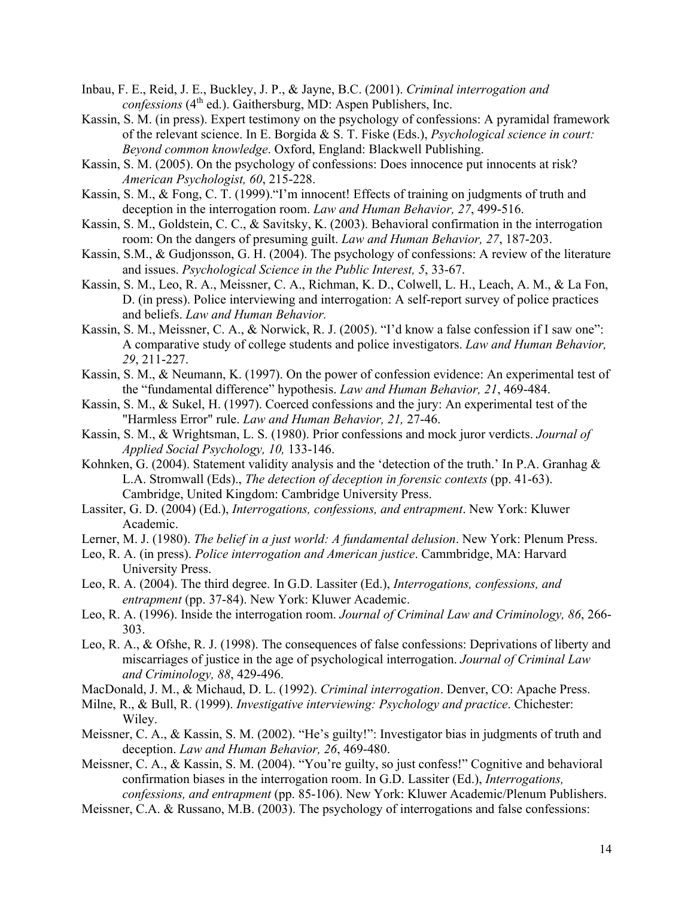Inbau, F. E., Reid, J. E., Buckley, J. P., & Jayne, B.C. (2001). *Criminal interrogation and confessions* (4th ed.). Gaithersburg, MD: Aspen Publishers, Inc.

Kassin, S. M. (in press). Expert testimony on the psychology of confessions: A pyramidal framework of the relevant science. In E. Borgida & S. T. Fiske (Eds.), *Psychological science in court: Beyond common knowledge*. Oxford, England: Blackwell Publishing.

Kassin, S. M. (2005). On the psychology of confessions: Does innocence put innocents at risk? *American Psychologist, 60*, 215-228.

Kassin, S. M., & Fong, C. T. (1999).“I'm innocent! Effects of training on judgments of truth and deception in the interrogation room. *Law and Human Behavior, 27*, 499-516.

Kassin, S. M., Goldstein, C. C., & Savitsky, K. (2003). Behavioral confirmation in the interrogation room: On the dangers of presuming guilt. *Law and Human Behavior, 27*, 187-203.

Kassin, S.M., & Gudjonsson, G. H. (2004). The psychology of confessions: A review of the literature and issues. *Psychological Science in the Public Interest, 5*, 33-67.

Kassin, S. M., Leo, R. A., Meissner, C. A., Richman, K. D., Colwell, L. H., Leach, A. M., & La Fon, D. (in press). Police interviewing and interrogation: A self-report survey of police practices and beliefs. *Law and Human Behavior.*

Kassin, S. M., Meissner, C. A., & Norwick, R. J. (2005). “I'd know a false confession if I saw one”: A comparative study of college students and police investigators. *Law and Human Behavior, 29*, 211-227.

Kassin, S. M., & Neumann, K. (1997). On the power of confession evidence: An experimental test of the “fundamental difference” hypothesis. *Law and Human Behavior, 21*, 469-484.

Kassin, S. M., & Sukel, H. (1997). Coerced confessions and the jury: An experimental test of the "Harmless Error" rule. *Law and Human Behavior, 21,* 27-46.

Kassin, S. M., & Wrightsman, L. S. (1980). Prior confessions and mock juror verdicts. *Journal of Applied Social Psychology, 10,* 133-146.

Kohnken, G. (2004). Statement validity analysis and the ‘detection of the truth.’ In P.A. Granhag & L.A. Stromwall (Eds)., *The detection of deception in forensic contexts* (pp. 41-63). Cambridge, United Kingdom: Cambridge University Press.

Lassiter, G. D. (2004) (Ed.), *Interrogations, confessions, and entrapment*. New York: Kluwer Academic.

Lerner, M. J. (1980). *The belief in a just world: A fundamental delusion*. New York: Plenum Press.

Leo, R. A. (in press). *Police interrogation and American justice*. Cammbridge, MA: Harvard University Press.

Leo, R. A. (2004). The third degree. In G.D. Lassiter (Ed.), *Interrogations, confessions, and entrapment* (pp. 37-84). New York: Kluwer Academic.

Leo, R. A. (1996). Inside the interrogation room. *Journal of Criminal Law and Criminology, 86*, 266-303.

Leo, R. A., & Ofshe, R. J. (1998). The consequences of false confessions: Deprivations of liberty and miscarriages of justice in the age of psychological interrogation. *Journal of Criminal Law and Criminology, 88*, 429-496.

MacDonald, J. M., & Michaud, D. L. (1992). *Criminal interrogation*. Denver, CO: Apache Press.

Milne, R., & Bull, R. (1999). *Investigative interviewing: Psychology and practice*. Chichester: Wiley.

Meissner, C. A., & Kassin, S. M. (2002). “He's guilty!”: Investigator bias in judgments of truth and deception. *Law and Human Behavior, 26*, 469-480.

Meissner, C. A., & Kassin, S. M. (2004). “You're guilty, so just confess!” Cognitive and behavioral confirmation biases in the interrogation room. In G.D. Lassiter (Ed.), *Interrogations, confessions, and entrapment* (pp. 85-106). New York: Kluwer Academic/Plenum Publishers.

Meissner, C.A. & Russano, M.B. (2003). The psychology of interrogations and false confessions: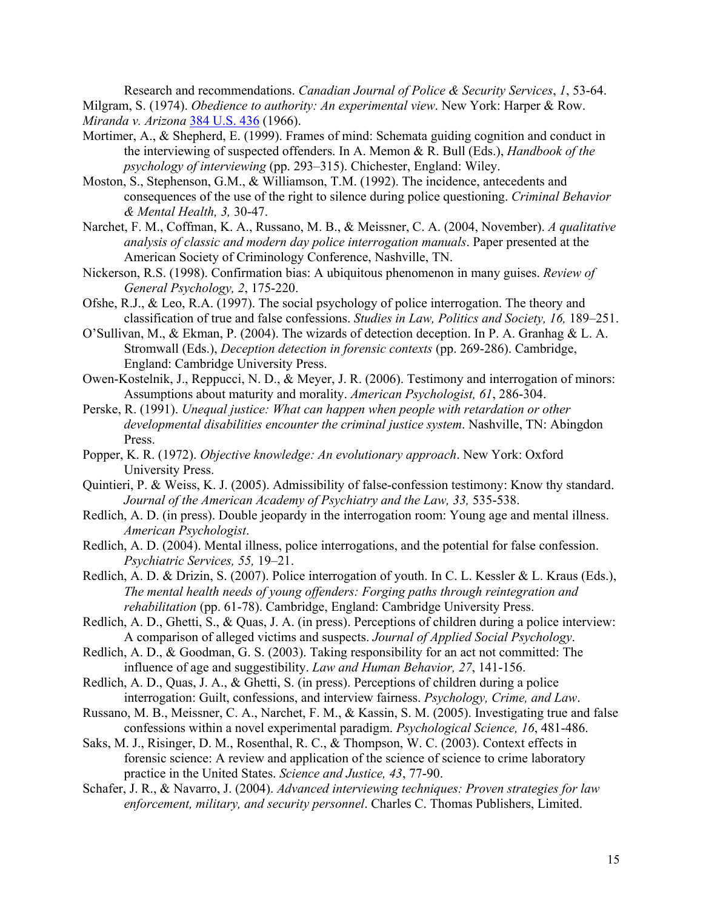Research and recommendations. *Canadian Journal of Police & Security Services*, *1*, 53-64.

Milgram, S. (1974). *Obedience to authority: An experimental view*. New York: Harper & Row.

*Miranda v. Arizona* 384 U.S. 436 (1966).

Mortimer, A., & Shepherd, E. (1999). Frames of mind: Schemata guiding cognition and conduct in the interviewing of suspected offenders. In A. Memon & R. Bull (Eds.), *Handbook of the psychology of interviewing* (pp. 293–315). Chichester, England: Wiley.

Moston, S., Stephenson, G.M., & Williamson, T.M. (1992). The incidence, antecedents and consequences of the use of the right to silence during police questioning. *Criminal Behavior & Mental Health, 3,* 30-47.

Narchet, F. M., Coffman, K. A., Russano, M. B., & Meissner, C. A. (2004, November). *A qualitative analysis of classic and modern day police interrogation manuals*. Paper presented at the American Society of Criminology Conference, Nashville, TN.

Nickerson, R.S. (1998). Confirmation bias: A ubiquitous phenomenon in many guises. *Review of General Psychology, 2*, 175-220.

Ofshe, R.J., & Leo, R.A. (1997). The social psychology of police interrogation. The theory and classification of true and false confessions. *Studies in Law, Politics and Society, 16,* 189–251.

O'Sullivan, M., & Ekman, P. (2004). The wizards of detection deception. In P. A. Granhag & L. A. Stromwall (Eds.), *Deception detection in forensic contexts* (pp. 269-286). Cambridge, England: Cambridge University Press.

Owen-Kostelnik, J., Reppucci, N. D., & Meyer, J. R. (2006). Testimony and interrogation of minors: Assumptions about maturity and morality. *American Psychologist, 61*, 286-304.

Perske, R. (1991). *Unequal justice: What can happen when people with retardation or other developmental disabilities encounter the criminal justice system*. Nashville, TN: Abingdon Press.

Popper, K. R. (1972). *Objective knowledge: An evolutionary approach*. New York: Oxford University Press.

Quintieri, P. & Weiss, K. J. (2005). Admissibility of false-confession testimony: Know thy standard. *Journal of the American Academy of Psychiatry and the Law, 33,* 535-538.

Redlich, A. D. (in press). Double jeopardy in the interrogation room: Young age and mental illness. *American Psychologist*.

Redlich, A. D. (2004). Mental illness, police interrogations, and the potential for false confession. *Psychiatric Services, 55,* 19–21.

Redlich, A. D. & Drizin, S. (2007). Police interrogation of youth. In C. L. Kessler & L. Kraus (Eds.), *The mental health needs of young offenders: Forging paths through reintegration and rehabilitation* (pp. 61-78). Cambridge, England: Cambridge University Press.

Redlich, A. D., Ghetti, S., & Quas, J. A. (in press). Perceptions of children during a police interview: A comparison of alleged victims and suspects. *Journal of Applied Social Psychology*.

Redlich, A. D., & Goodman, G. S. (2003). Taking responsibility for an act not committed: The influence of age and suggestibility. *Law and Human Behavior, 27*, 141-156.

Redlich, A. D., Quas, J. A., & Ghetti, S. (in press). Perceptions of children during a police interrogation: Guilt, confessions, and interview fairness. *Psychology, Crime, and Law*.

Russano, M. B., Meissner, C. A., Narchet, F. M., & Kassin, S. M. (2005). Investigating true and false confessions within a novel experimental paradigm. *Psychological Science, 16*, 481-486.

Saks, M. J., Risinger, D. M., Rosenthal, R. C., & Thompson, W. C. (2003). Context effects in forensic science: A review and application of the science of science to crime laboratory practice in the United States. *Science and Justice, 43*, 77-90.

Schafer, J. R., & Navarro, J. (2004). *Advanced interviewing techniques: Proven strategies for law enforcement, military, and security personnel*. Charles C. Thomas Publishers, Limited.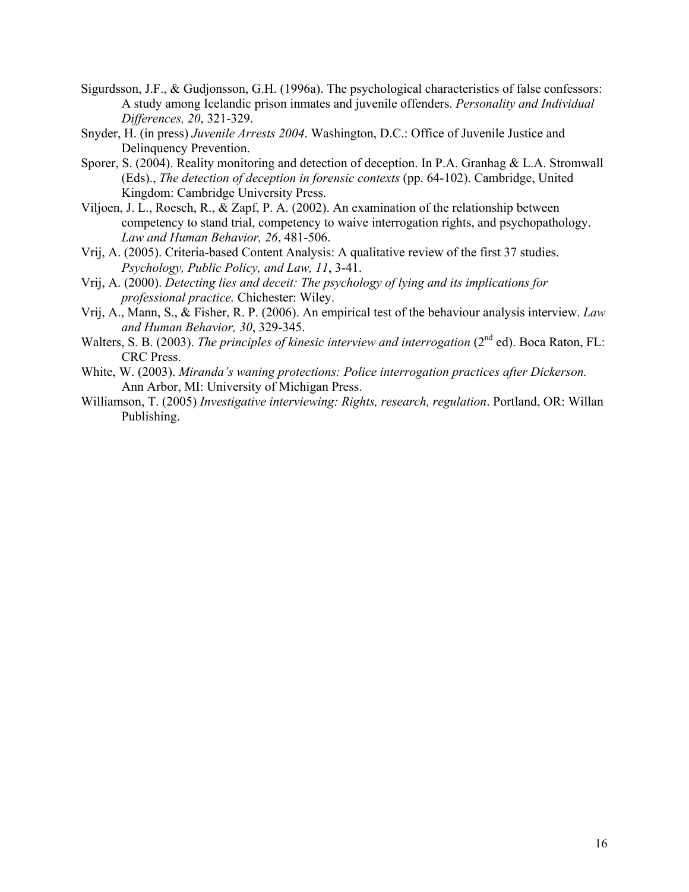Sigurdsson, J.F., & Gudjonsson, G.H. (1996a). The psychological characteristics of false confessors: A study among Icelandic prison inmates and juvenile offenders. *Personality and Individual Differences, 20*, 321-329.

Snyder, H. (in press) *Juvenile Arrests 2004*. Washington, D.C.: Office of Juvenile Justice and Delinquency Prevention.

Sporer, S. (2004). Reality monitoring and detection of deception. In P.A. Granhag & L.A. Stromwall (Eds)., *The detection of deception in forensic contexts* (pp. 64-102). Cambridge, United Kingdom: Cambridge University Press.

Viljoen, J. L., Roesch, R., & Zapf, P. A. (2002). An examination of the relationship between competency to stand trial, competency to waive interrogation rights, and psychopathology. *Law and Human Behavior, 26*, 481-506.

Vrij, A. (2005). Criteria-based Content Analysis: A qualitative review of the first 37 studies. *Psychology, Public Policy, and Law, 11*, 3-41.

Vrij, A. (2000). *Detecting lies and deceit: The psychology of lying and its implications for professional practice.* Chichester: Wiley.

Vrij, A., Mann, S., & Fisher, R. P. (2006). An empirical test of the behaviour analysis interview. *Law and Human Behavior, 30*, 329-345.

Walters, S. B. (2003). *The principles of kinesic interview and interrogation* (2nd ed). Boca Raton, FL: CRC Press.

White, W. (2003). *Miranda's waning protections: Police interrogation practices after Dickerson.* Ann Arbor, MI: University of Michigan Press.

Williamson, T. (2005) *Investigative interviewing: Rights, research, regulation*. Portland, OR: Willan Publishing.